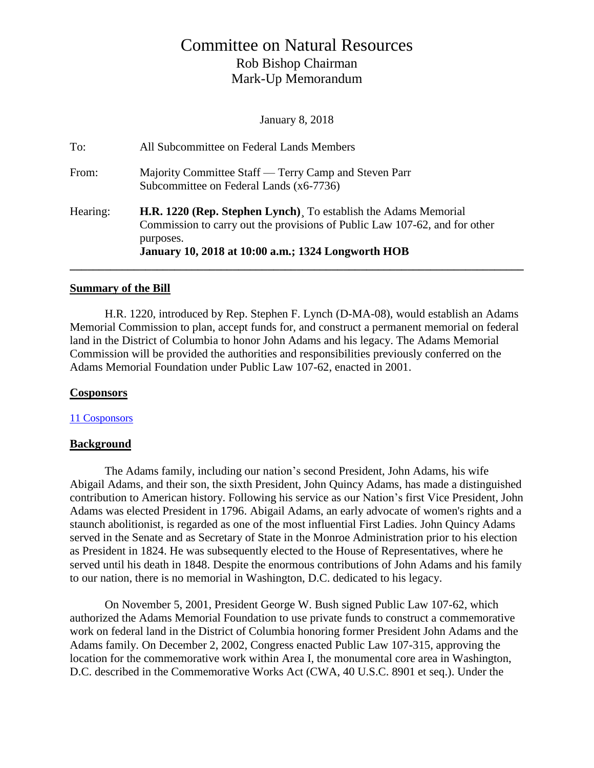# Committee on Natural Resources

## Rob Bishop Chairman

## Mark-Up Memorandum

January 8, 2018

To: All Subcommittee on Federal Lands Members

From: Majority Committee Staff — Terry Camp and Steven Parr
Subcommittee on Federal Lands (x6-7736)

Hearing: **H.R. 1220 (Rep. Stephen Lynch)**¸ To establish the Adams Memorial Commission to carry out the provisions of Public Law 107-62, and for other purposes.
**January 10, 2018 at 10:00 a.m.; 1324 Longworth HOB**

---

**Summary of the Bill**

H.R. 1220, introduced by Rep. Stephen F. Lynch (D-MA-08), would establish an Adams Memorial Commission to plan, accept funds for, and construct a permanent memorial on federal land in the District of Columbia to honor John Adams and his legacy. The Adams Memorial Commission will be provided the authorities and responsibilities previously conferred on the Adams Memorial Foundation under Public Law 107-62, enacted in 2001.

**Cosponsors**

11 Cosponsors

**Background**

The Adams family, including our nation's second President, John Adams, his wife Abigail Adams, and their son, the sixth President, John Quincy Adams, has made a distinguished contribution to American history. Following his service as our Nation's first Vice President, John Adams was elected President in 1796. Abigail Adams, an early advocate of women's rights and a staunch abolitionist, is regarded as one of the most influential First Ladies. John Quincy Adams served in the Senate and as Secretary of State in the Monroe Administration prior to his election as President in 1824. He was subsequently elected to the House of Representatives, where he served until his death in 1848. Despite the enormous contributions of John Adams and his family to our nation, there is no memorial in Washington, D.C. dedicated to his legacy.

On November 5, 2001, President George W. Bush signed Public Law 107-62, which authorized the Adams Memorial Foundation to use private funds to construct a commemorative work on federal land in the District of Columbia honoring former President John Adams and the Adams family. On December 2, 2002, Congress enacted Public Law 107-315, approving the location for the commemorative work within Area I, the monumental core area in Washington, D.C. described in the Commemorative Works Act (CWA, 40 U.S.C. 8901 et seq.). Under the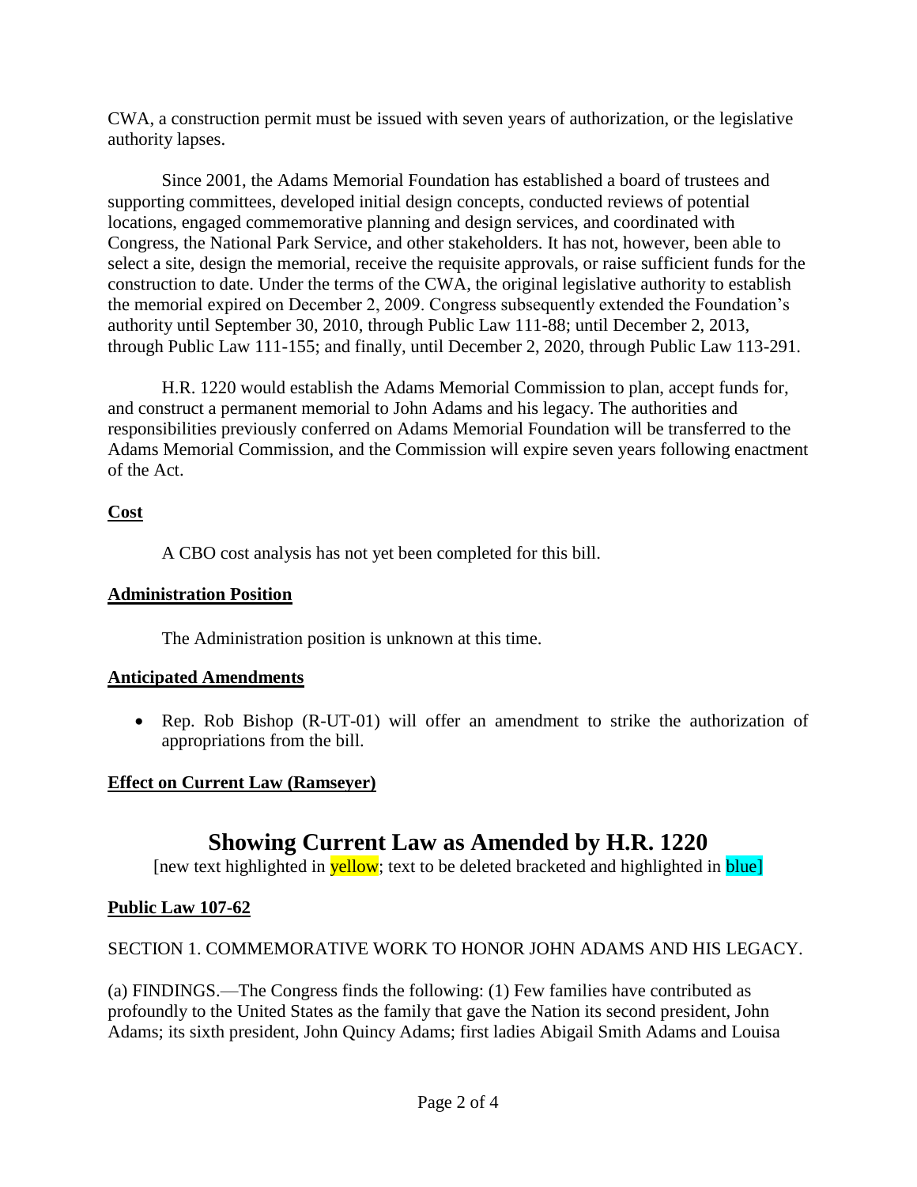CWA, a construction permit must be issued with seven years of authorization, or the legislative authority lapses.

Since 2001, the Adams Memorial Foundation has established a board of trustees and supporting committees, developed initial design concepts, conducted reviews of potential locations, engaged commemorative planning and design services, and coordinated with Congress, the National Park Service, and other stakeholders. It has not, however, been able to select a site, design the memorial, receive the requisite approvals, or raise sufficient funds for the construction to date. Under the terms of the CWA, the original legislative authority to establish the memorial expired on December 2, 2009. Congress subsequently extended the Foundation's authority until September 30, 2010, through Public Law 111-88; until December 2, 2013, through Public Law 111-155; and finally, until December 2, 2020, through Public Law 113-291.

H.R. 1220 would establish the Adams Memorial Commission to plan, accept funds for, and construct a permanent memorial to John Adams and his legacy. The authorities and responsibilities previously conferred on Adams Memorial Foundation will be transferred to the Adams Memorial Commission, and the Commission will expire seven years following enactment of the Act.

**Cost**

A CBO cost analysis has not yet been completed for this bill.

**Administration Position**

The Administration position is unknown at this time.

**Anticipated Amendments**

- Rep. Rob Bishop (R-UT-01) will offer an amendment to strike the authorization of appropriations from the bill.

**Effect on Current Law (Ramseyer)**

# Showing Current Law as Amended by H.R. 1220

[new text highlighted in yellow; text to be deleted bracketed and highlighted in blue]

**Public Law 107-62**

SECTION 1. COMMEMORATIVE WORK TO HONOR JOHN ADAMS AND HIS LEGACY.

(a) FINDINGS.—The Congress finds the following: (1) Few families have contributed as profoundly to the United States as the family that gave the Nation its second president, John Adams; its sixth president, John Quincy Adams; first ladies Abigail Smith Adams and Louisa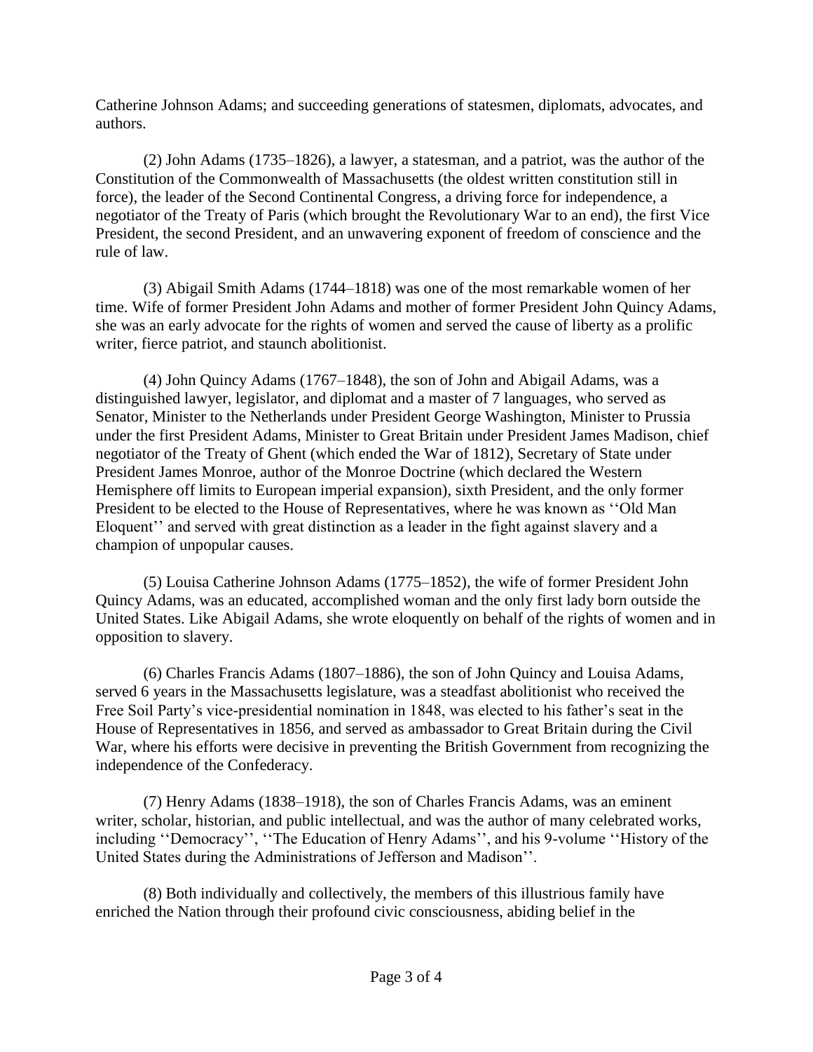Catherine Johnson Adams; and succeeding generations of statesmen, diplomats, advocates, and authors.

(2) John Adams (1735–1826), a lawyer, a statesman, and a patriot, was the author of the Constitution of the Commonwealth of Massachusetts (the oldest written constitution still in force), the leader of the Second Continental Congress, a driving force for independence, a negotiator of the Treaty of Paris (which brought the Revolutionary War to an end), the first Vice President, the second President, and an unwavering exponent of freedom of conscience and the rule of law.

(3) Abigail Smith Adams (1744–1818) was one of the most remarkable women of her time. Wife of former President John Adams and mother of former President John Quincy Adams, she was an early advocate for the rights of women and served the cause of liberty as a prolific writer, fierce patriot, and staunch abolitionist.

(4) John Quincy Adams (1767–1848), the son of John and Abigail Adams, was a distinguished lawyer, legislator, and diplomat and a master of 7 languages, who served as Senator, Minister to the Netherlands under President George Washington, Minister to Prussia under the first President Adams, Minister to Great Britain under President James Madison, chief negotiator of the Treaty of Ghent (which ended the War of 1812), Secretary of State under President James Monroe, author of the Monroe Doctrine (which declared the Western Hemisphere off limits to European imperial expansion), sixth President, and the only former President to be elected to the House of Representatives, where he was known as ''Old Man Eloquent'' and served with great distinction as a leader in the fight against slavery and a champion of unpopular causes.

(5) Louisa Catherine Johnson Adams (1775–1852), the wife of former President John Quincy Adams, was an educated, accomplished woman and the only first lady born outside the United States. Like Abigail Adams, she wrote eloquently on behalf of the rights of women and in opposition to slavery.

(6) Charles Francis Adams (1807–1886), the son of John Quincy and Louisa Adams, served 6 years in the Massachusetts legislature, was a steadfast abolitionist who received the Free Soil Party's vice-presidential nomination in 1848, was elected to his father's seat in the House of Representatives in 1856, and served as ambassador to Great Britain during the Civil War, where his efforts were decisive in preventing the British Government from recognizing the independence of the Confederacy.

(7) Henry Adams (1838–1918), the son of Charles Francis Adams, was an eminent writer, scholar, historian, and public intellectual, and was the author of many celebrated works, including ''Democracy'', ''The Education of Henry Adams'', and his 9-volume ''History of the United States during the Administrations of Jefferson and Madison''.

(8) Both individually and collectively, the members of this illustrious family have enriched the Nation through their profound civic consciousness, abiding belief in the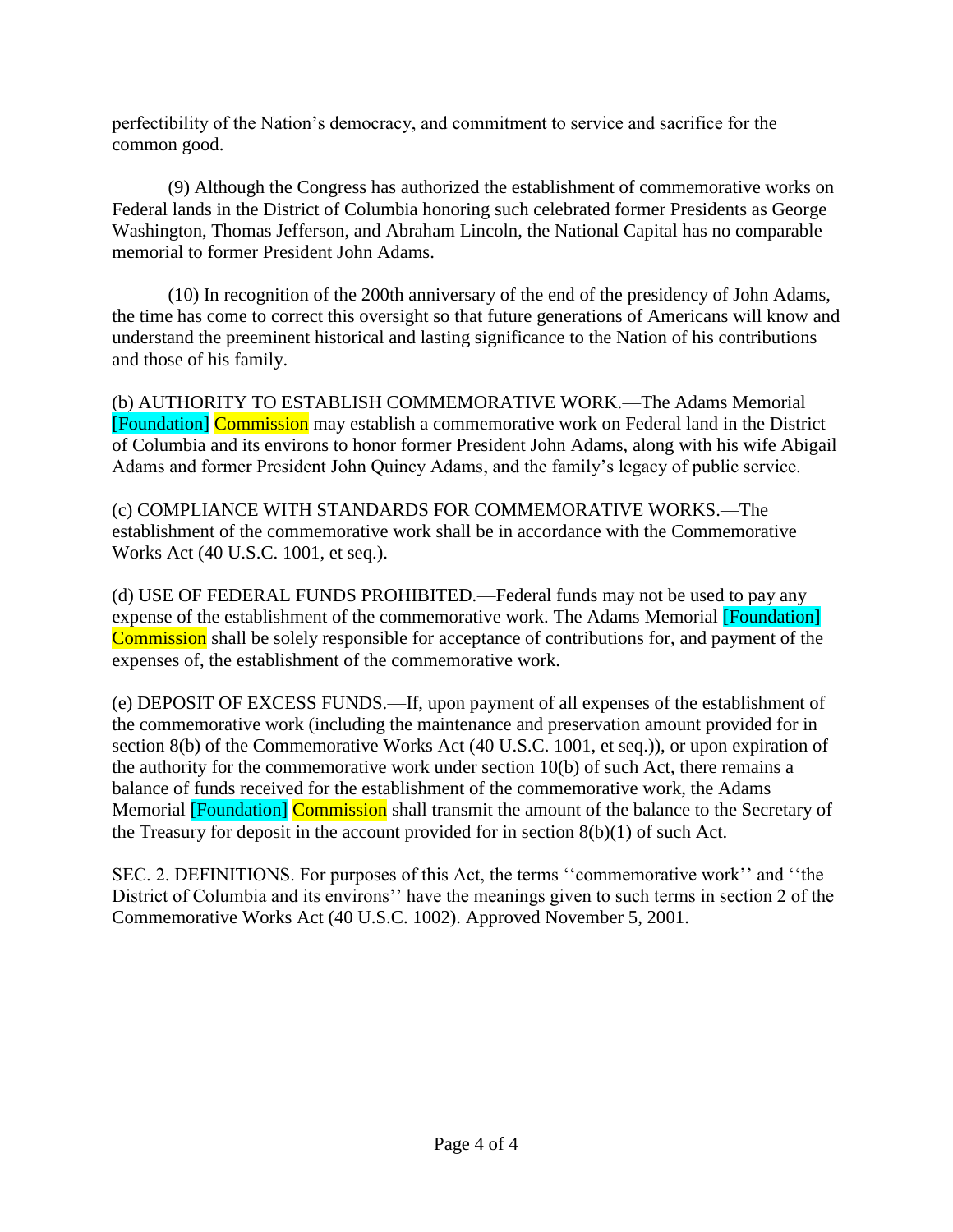perfectibility of the Nation's democracy, and commitment to service and sacrifice for the common good.

(9) Although the Congress has authorized the establishment of commemorative works on Federal lands in the District of Columbia honoring such celebrated former Presidents as George Washington, Thomas Jefferson, and Abraham Lincoln, the National Capital has no comparable memorial to former President John Adams.

(10) In recognition of the 200th anniversary of the end of the presidency of John Adams, the time has come to correct this oversight so that future generations of Americans will know and understand the preeminent historical and lasting significance to the Nation of his contributions and those of his family.

(b) AUTHORITY TO ESTABLISH COMMEMORATIVE WORK.—The Adams Memorial [Foundation] Commission may establish a commemorative work on Federal land in the District of Columbia and its environs to honor former President John Adams, along with his wife Abigail Adams and former President John Quincy Adams, and the family's legacy of public service.

(c) COMPLIANCE WITH STANDARDS FOR COMMEMORATIVE WORKS.—The establishment of the commemorative work shall be in accordance with the Commemorative Works Act (40 U.S.C. 1001, et seq.).

(d) USE OF FEDERAL FUNDS PROHIBITED.—Federal funds may not be used to pay any expense of the establishment of the commemorative work. The Adams Memorial [Foundation] Commission shall be solely responsible for acceptance of contributions for, and payment of the expenses of, the establishment of the commemorative work.

(e) DEPOSIT OF EXCESS FUNDS.—If, upon payment of all expenses of the establishment of the commemorative work (including the maintenance and preservation amount provided for in section 8(b) of the Commemorative Works Act (40 U.S.C. 1001, et seq.)), or upon expiration of the authority for the commemorative work under section 10(b) of such Act, there remains a balance of funds received for the establishment of the commemorative work, the Adams Memorial [Foundation] Commission shall transmit the amount of the balance to the Secretary of the Treasury for deposit in the account provided for in section 8(b)(1) of such Act.

SEC. 2. DEFINITIONS. For purposes of this Act, the terms ''commemorative work'' and ''the District of Columbia and its environs'' have the meanings given to such terms in section 2 of the Commemorative Works Act (40 U.S.C. 1002). Approved November 5, 2001.